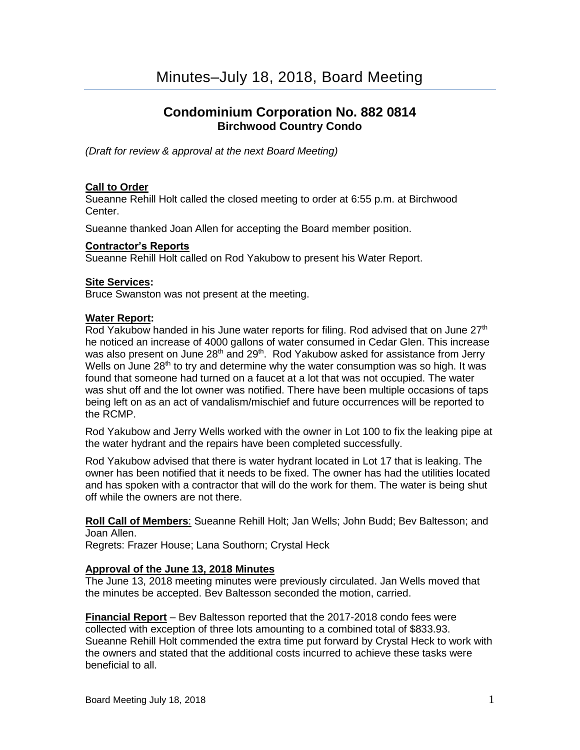# Minutes–July 18, 2018, Board Meeting

## Condominium Corporation No. 882 0814
### Birchwood Country Condo

*(Draft for review & approval at the next Board Meeting)*

**Call to Order**

Sueanne Rehill Holt called the closed meeting to order at 6:55 p.m. at Birchwood Center.

Sueanne thanked Joan Allen for accepting the Board member position.

**Contractor's Reports**

Sueanne Rehill Holt called on Rod Yakubow to present his Water Report.

**Site Services:**

Bruce Swanston was not present at the meeting.

**Water Report:**

Rod Yakubow handed in his June water reports for filing. Rod advised that on June 27th he noticed an increase of 4000 gallons of water consumed in Cedar Glen. This increase was also present on June 28th and 29th. Rod Yakubow asked for assistance from Jerry Wells on June 28th to try and determine why the water consumption was so high. It was found that someone had turned on a faucet at a lot that was not occupied. The water was shut off and the lot owner was notified. There have been multiple occasions of taps being left on as an act of vandalism/mischief and future occurrences will be reported to the RCMP.

Rod Yakubow and Jerry Wells worked with the owner in Lot 100 to fix the leaking pipe at the water hydrant and the repairs have been completed successfully.

Rod Yakubow advised that there is water hydrant located in Lot 17 that is leaking. The owner has been notified that it needs to be fixed. The owner has had the utilities located and has spoken with a contractor that will do the work for them. The water is being shut off while the owners are not there.

**Roll Call of Members**: Sueanne Rehill Holt; Jan Wells; John Budd; Bev Baltesson; and Joan Allen.
Regrets: Frazer House; Lana Southorn; Crystal Heck

**Approval of the June 13, 2018 Minutes**

The June 13, 2018 meeting minutes were previously circulated. Jan Wells moved that the minutes be accepted. Bev Baltesson seconded the motion, carried.

**Financial Report** – Bev Baltesson reported that the 2017-2018 condo fees were collected with exception of three lots amounting to a combined total of $833.93. Sueanne Rehill Holt commended the extra time put forward by Crystal Heck to work with the owners and stated that the additional costs incurred to achieve these tasks were beneficial to all.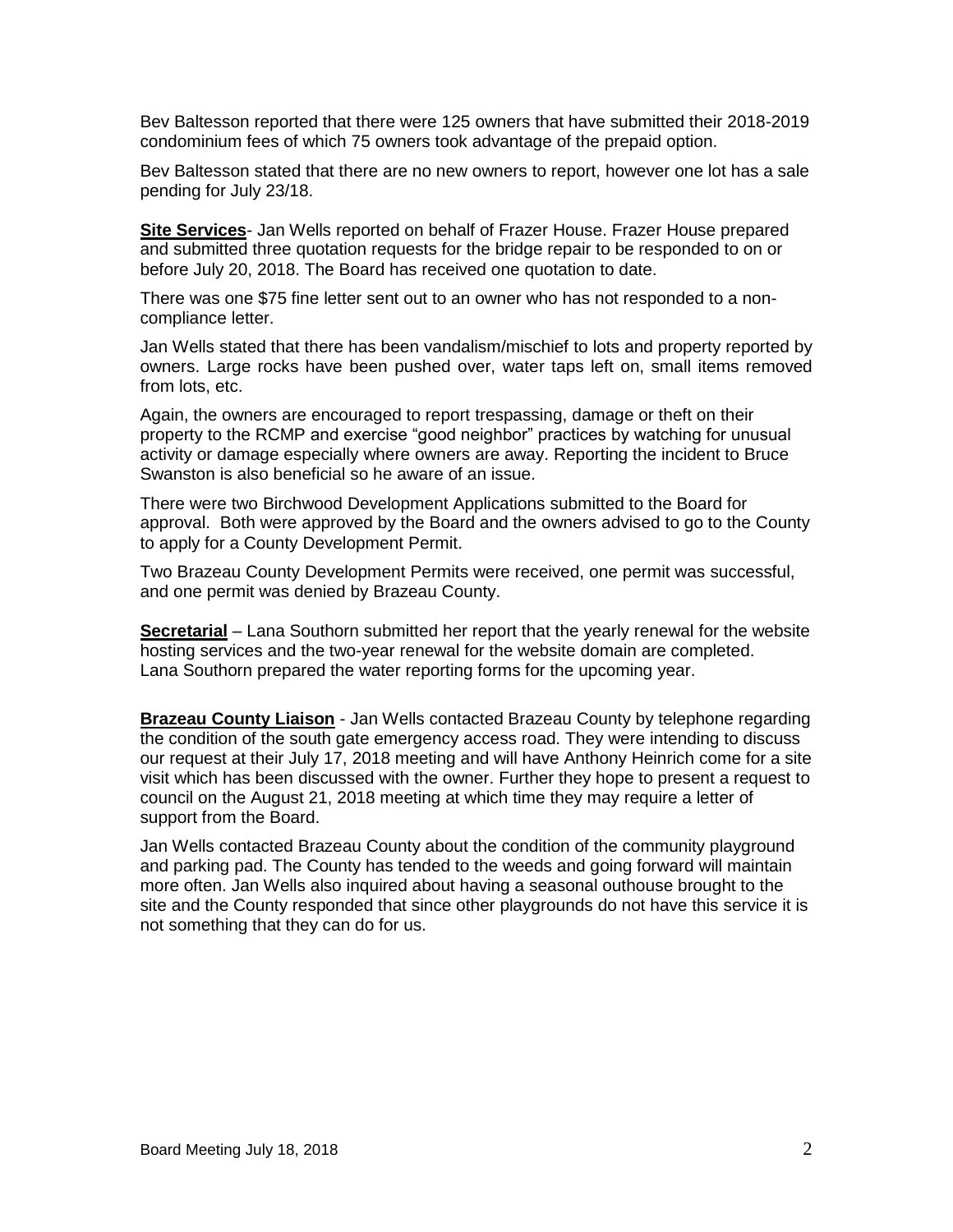Bev Baltesson reported that there were 125 owners that have submitted their 2018-2019 condominium fees of which 75 owners took advantage of the prepaid option.

Bev Baltesson stated that there are no new owners to report, however one lot has a sale pending for July 23/18.

**Site Services**- Jan Wells reported on behalf of Frazer House. Frazer House prepared and submitted three quotation requests for the bridge repair to be responded to on or before July 20, 2018. The Board has received one quotation to date.

There was one $75 fine letter sent out to an owner who has not responded to a non-compliance letter.

Jan Wells stated that there has been vandalism/mischief to lots and property reported by owners. Large rocks have been pushed over, water taps left on, small items removed from lots, etc.

Again, the owners are encouraged to report trespassing, damage or theft on their property to the RCMP and exercise "good neighbor" practices by watching for unusual activity or damage especially where owners are away. Reporting the incident to Bruce Swanston is also beneficial so he aware of an issue.

There were two Birchwood Development Applications submitted to the Board for approval. Both were approved by the Board and the owners advised to go to the County to apply for a County Development Permit.

Two Brazeau County Development Permits were received, one permit was successful, and one permit was denied by Brazeau County.

**Secretarial** – Lana Southorn submitted her report that the yearly renewal for the website hosting services and the two-year renewal for the website domain are completed. Lana Southorn prepared the water reporting forms for the upcoming year.

**Brazeau County Liaison** - Jan Wells contacted Brazeau County by telephone regarding the condition of the south gate emergency access road. They were intending to discuss our request at their July 17, 2018 meeting and will have Anthony Heinrich come for a site visit which has been discussed with the owner. Further they hope to present a request to council on the August 21, 2018 meeting at which time they may require a letter of support from the Board.

Jan Wells contacted Brazeau County about the condition of the community playground and parking pad. The County has tended to the weeds and going forward will maintain more often. Jan Wells also inquired about having a seasonal outhouse brought to the site and the County responded that since other playgrounds do not have this service it is not something that they can do for us.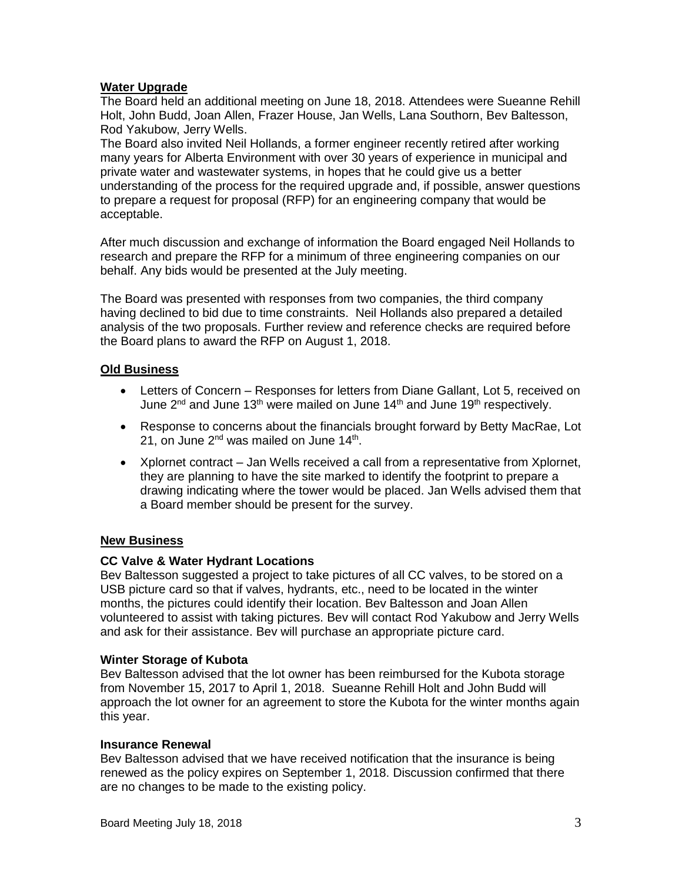**Water Upgrade**

The Board held an additional meeting on June 18, 2018. Attendees were Sueanne Rehill Holt, John Budd, Joan Allen, Frazer House, Jan Wells, Lana Southorn, Bev Baltesson, Rod Yakubow, Jerry Wells.

The Board also invited Neil Hollands, a former engineer recently retired after working many years for Alberta Environment with over 30 years of experience in municipal and private water and wastewater systems, in hopes that he could give us a better understanding of the process for the required upgrade and, if possible, answer questions to prepare a request for proposal (RFP) for an engineering company that would be acceptable.

After much discussion and exchange of information the Board engaged Neil Hollands to research and prepare the RFP for a minimum of three engineering companies on our behalf. Any bids would be presented at the July meeting.

The Board was presented with responses from two companies, the third company having declined to bid due to time constraints. Neil Hollands also prepared a detailed analysis of the two proposals. Further review and reference checks are required before the Board plans to award the RFP on August 1, 2018.

**Old Business**

- Letters of Concern – Responses for letters from Diane Gallant, Lot 5, received on June 2nd and June 13th were mailed on June 14th and June 19th respectively.
- Response to concerns about the financials brought forward by Betty MacRae, Lot 21, on June 2nd was mailed on June 14th.
- Xplornet contract – Jan Wells received a call from a representative from Xplornet, they are planning to have the site marked to identify the footprint to prepare a drawing indicating where the tower would be placed. Jan Wells advised them that a Board member should be present for the survey.

**New Business**

**CC Valve & Water Hydrant Locations**

Bev Baltesson suggested a project to take pictures of all CC valves, to be stored on a USB picture card so that if valves, hydrants, etc., need to be located in the winter months, the pictures could identify their location. Bev Baltesson and Joan Allen volunteered to assist with taking pictures. Bev will contact Rod Yakubow and Jerry Wells and ask for their assistance. Bev will purchase an appropriate picture card.

**Winter Storage of Kubota**

Bev Baltesson advised that the lot owner has been reimbursed for the Kubota storage from November 15, 2017 to April 1, 2018. Sueanne Rehill Holt and John Budd will approach the lot owner for an agreement to store the Kubota for the winter months again this year.

**Insurance Renewal**

Bev Baltesson advised that we have received notification that the insurance is being renewed as the policy expires on September 1, 2018. Discussion confirmed that there are no changes to be made to the existing policy.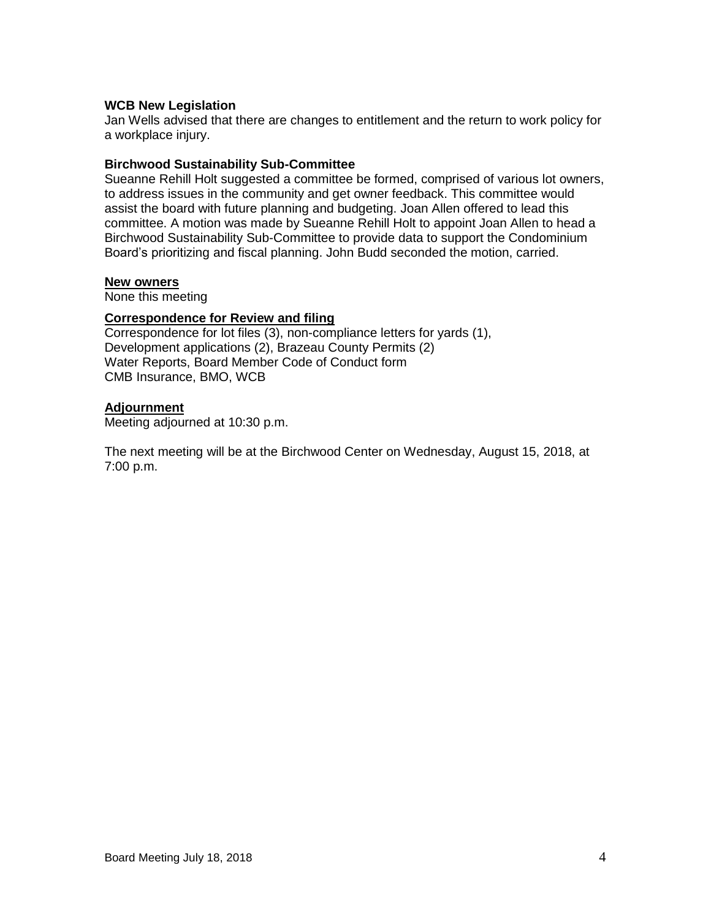**WCB New Legislation**

Jan Wells advised that there are changes to entitlement and the return to work policy for a workplace injury.

**Birchwood Sustainability Sub-Committee**

Sueanne Rehill Holt suggested a committee be formed, comprised of various lot owners, to address issues in the community and get owner feedback. This committee would assist the board with future planning and budgeting. Joan Allen offered to lead this committee. A motion was made by Sueanne Rehill Holt to appoint Joan Allen to head a Birchwood Sustainability Sub-Committee to provide data to support the Condominium Board's prioritizing and fiscal planning. John Budd seconded the motion, carried.

**New owners**

None this meeting

**Correspondence for Review and filing**

Correspondence for lot files (3), non-compliance letters for yards (1),
Development applications (2), Brazeau County Permits (2)
Water Reports, Board Member Code of Conduct form
CMB Insurance, BMO, WCB

**Adjournment**

Meeting adjourned at 10:30 p.m.

The next meeting will be at the Birchwood Center on Wednesday, August 15, 2018, at 7:00 p.m.